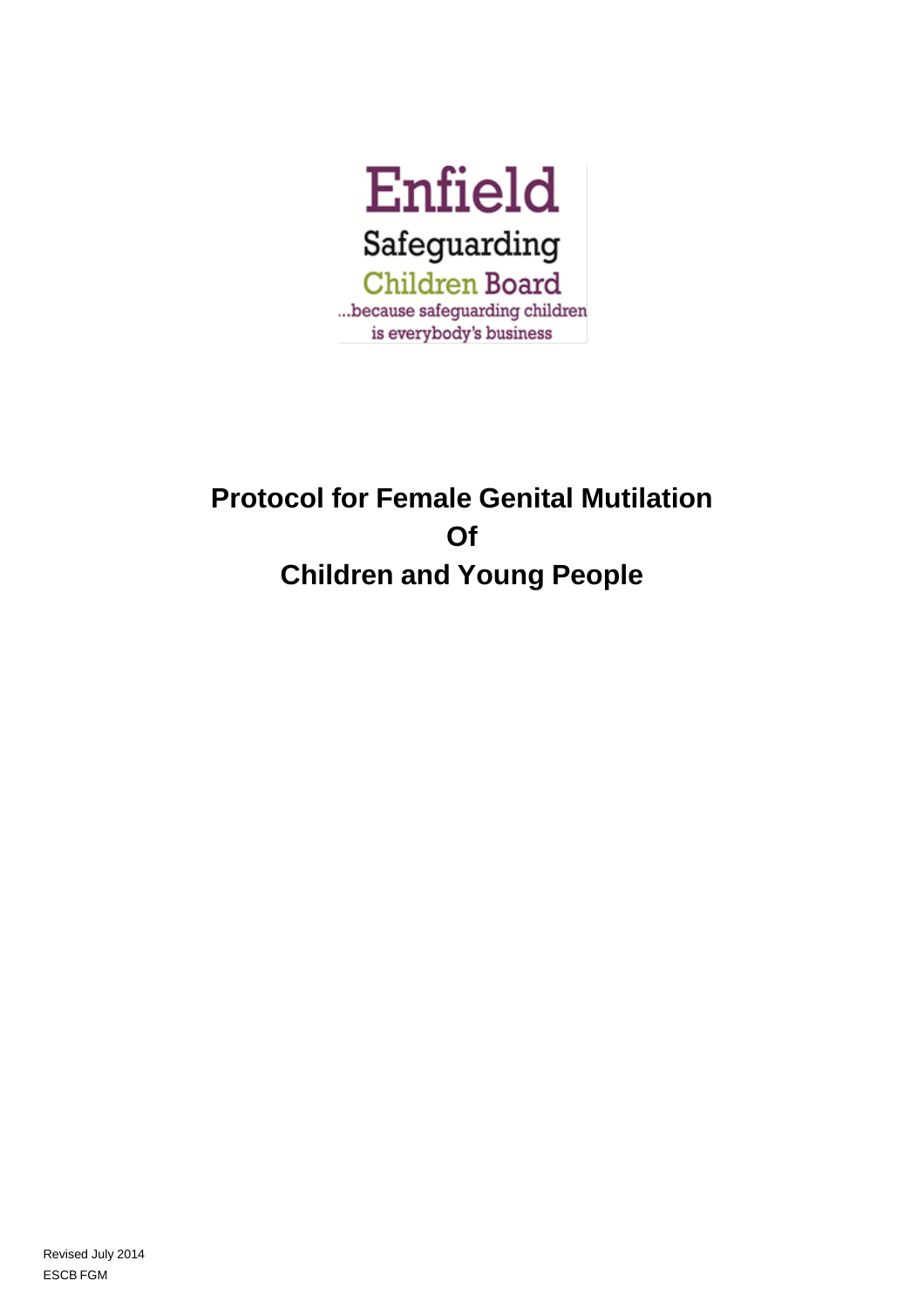Enfield

Safeguarding

Children Board

...because safeguarding children is everybody's business

# Protocol for Female Genital Mutilation Of Children and Young People

Revised July 2014

ESCB FGM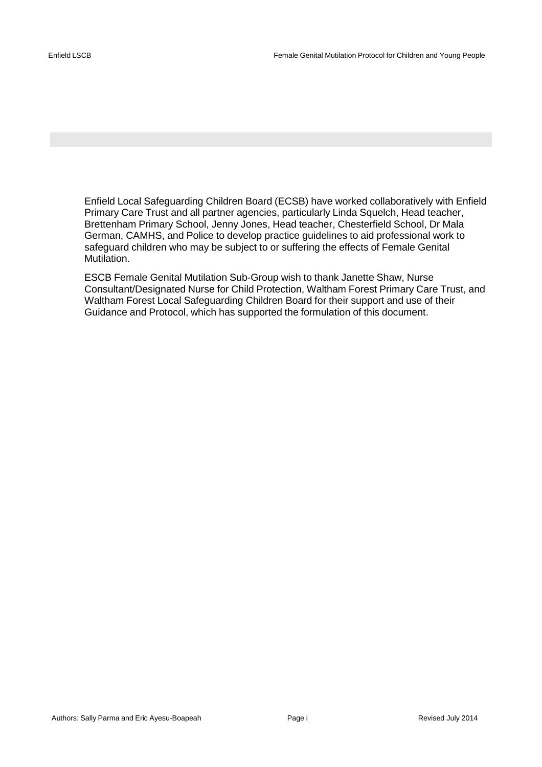Enfield Local Safeguarding Children Board (ECSB) have worked collaboratively with Enfield Primary Care Trust and all partner agencies, particularly Linda Squelch, Head teacher, Brettenham Primary School, Jenny Jones, Head teacher, Chesterfield School, Dr Mala German, CAMHS, and Police to develop practice guidelines to aid professional work to safeguard children who may be subject to or suffering the effects of Female Genital Mutilation.

ESCB Female Genital Mutilation Sub-Group wish to thank Janette Shaw, Nurse Consultant/Designated Nurse for Child Protection, Waltham Forest Primary Care Trust, and Waltham Forest Local Safeguarding Children Board for their support and use of their Guidance and Protocol, which has supported the formulation of this document.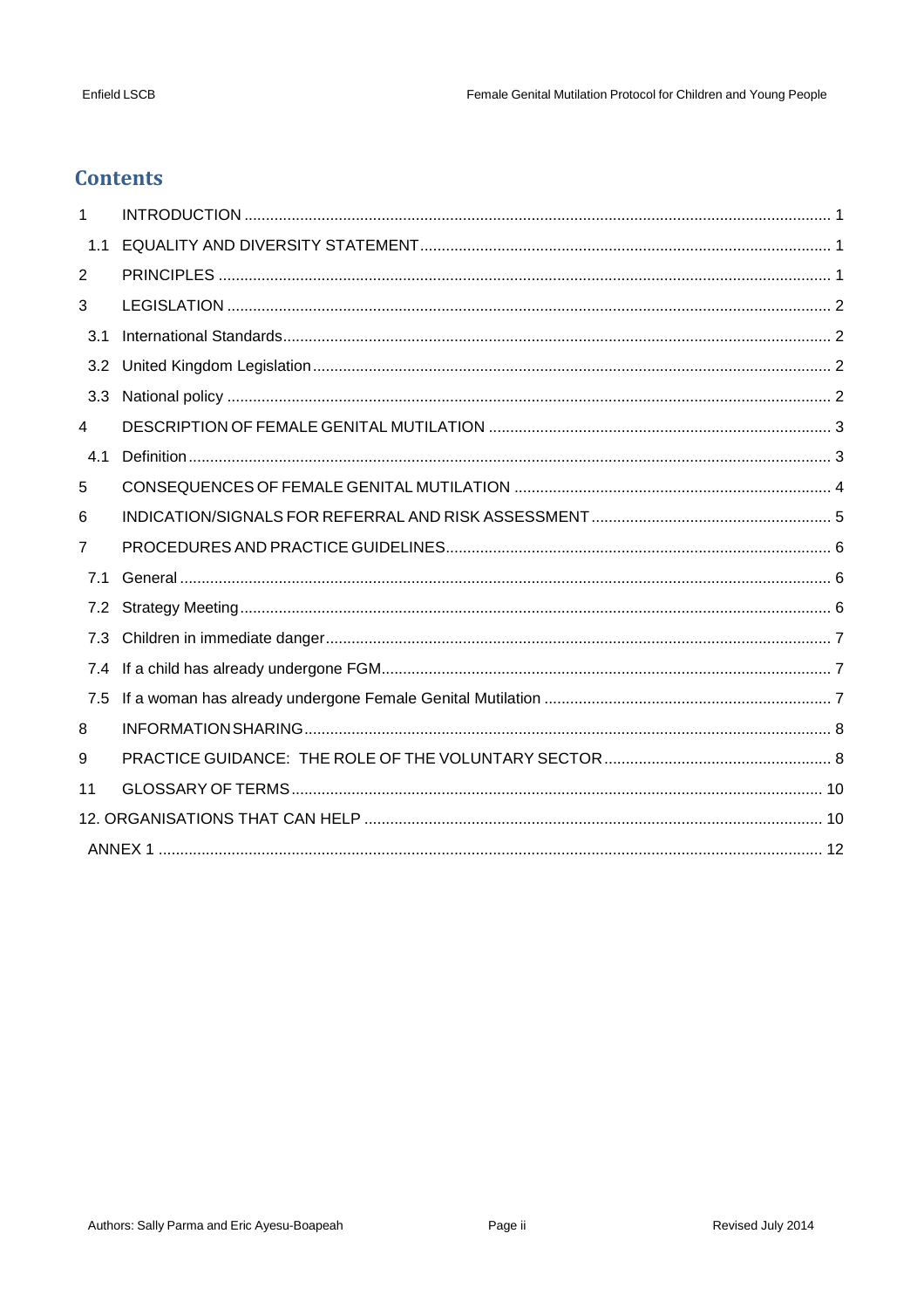## Contents

1 INTRODUCTION ........................................................................................................................ 1

1.1 EQUALITY AND DIVERSITY STATEMENT .............................................................................. 1

2 PRINCIPLES ............................................................................................................................ 1

3 LEGISLATION .......................................................................................................................... 2

3.1 International Standards ............................................................................................................. 2

3.2 United Kingdom Legislation ...................................................................................................... 2

3.3 National policy .......................................................................................................................... 2

4 DESCRIPTION OF FEMALE GENITAL MUTILATION ............................................................... 3

4.1 Definition ................................................................................................................................... 3

5 CONSEQUENCES OF FEMALE GENITAL MUTILATION ......................................................... 4

6 INDICATION/SIGNALS FOR REFERRAL AND RISK ASSESSMENT ....................................... 5

7 PROCEDURES AND PRACTICE GUIDELINES ......................................................................... 6

7.1 General ..................................................................................................................................... 6

7.2 Strategy Meeting ....................................................................................................................... 6

7.3 Children in immediate danger ................................................................................................... 7

7.4 If a child has already undergone FGM ...................................................................................... 7

7.5 If a woman has already undergone Female Genital Mutilation .................................................. 7

8 INFORMATION SHARING ......................................................................................................... 8

9 PRACTICE GUIDANCE: THE ROLE OF THE VOLUNTARY SECTOR .................................... 8

11 GLOSSARY OF TERMS .......................................................................................................... 10

12. ORGANISATIONS THAT CAN HELP ....................................................................................... 10

ANNEX 1 ...................................................................................................................................... 12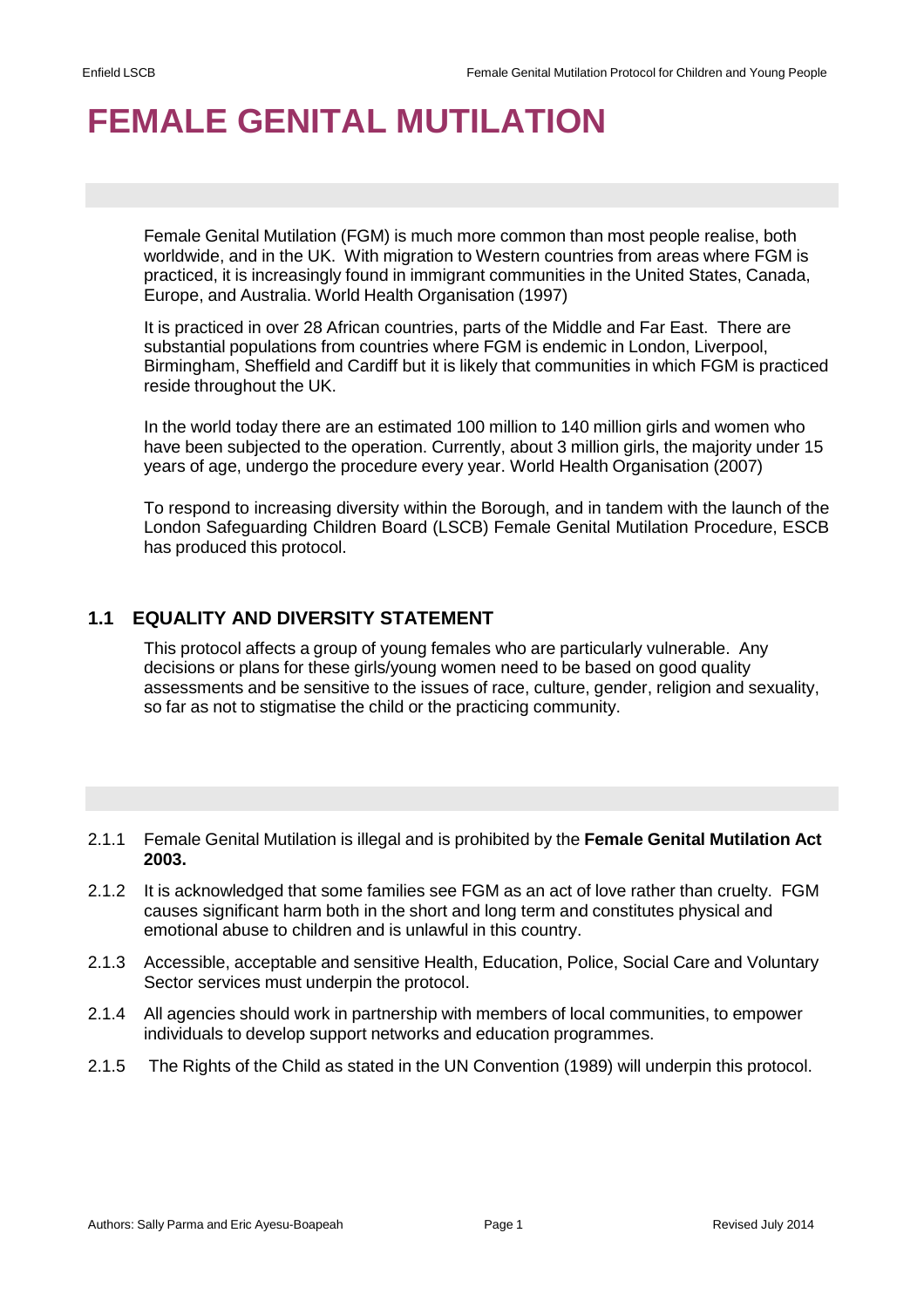# FEMALE GENITAL MUTILATION

Female Genital Mutilation (FGM) is much more common than most people realise, both worldwide, and in the UK. With migration to Western countries from areas where FGM is practiced, it is increasingly found in immigrant communities in the United States, Canada, Europe, and Australia. World Health Organisation (1997)

It is practiced in over 28 African countries, parts of the Middle and Far East. There are substantial populations from countries where FGM is endemic in London, Liverpool, Birmingham, Sheffield and Cardiff but it is likely that communities in which FGM is practiced reside throughout the UK.

In the world today there are an estimated 100 million to 140 million girls and women who have been subjected to the operation. Currently, about 3 million girls, the majority under 15 years of age, undergo the procedure every year. World Health Organisation (2007)

To respond to increasing diversity within the Borough, and in tandem with the launch of the London Safeguarding Children Board (LSCB) Female Genital Mutilation Procedure, ESCB has produced this protocol.

## 1.1 EQUALITY AND DIVERSITY STATEMENT

This protocol affects a group of young females who are particularly vulnerable. Any decisions or plans for these girls/young women need to be based on good quality assessments and be sensitive to the issues of race, culture, gender, religion and sexuality, so far as not to stigmatise the child or the practicing community.

2.1.1 Female Genital Mutilation is illegal and is prohibited by the **Female Genital Mutilation Act 2003.**

2.1.2 It is acknowledged that some families see FGM as an act of love rather than cruelty. FGM causes significant harm both in the short and long term and constitutes physical and emotional abuse to children and is unlawful in this country.

2.1.3 Accessible, acceptable and sensitive Health, Education, Police, Social Care and Voluntary Sector services must underpin the protocol.

2.1.4 All agencies should work in partnership with members of local communities, to empower individuals to develop support networks and education programmes.

2.1.5 The Rights of the Child as stated in the UN Convention (1989) will underpin this protocol.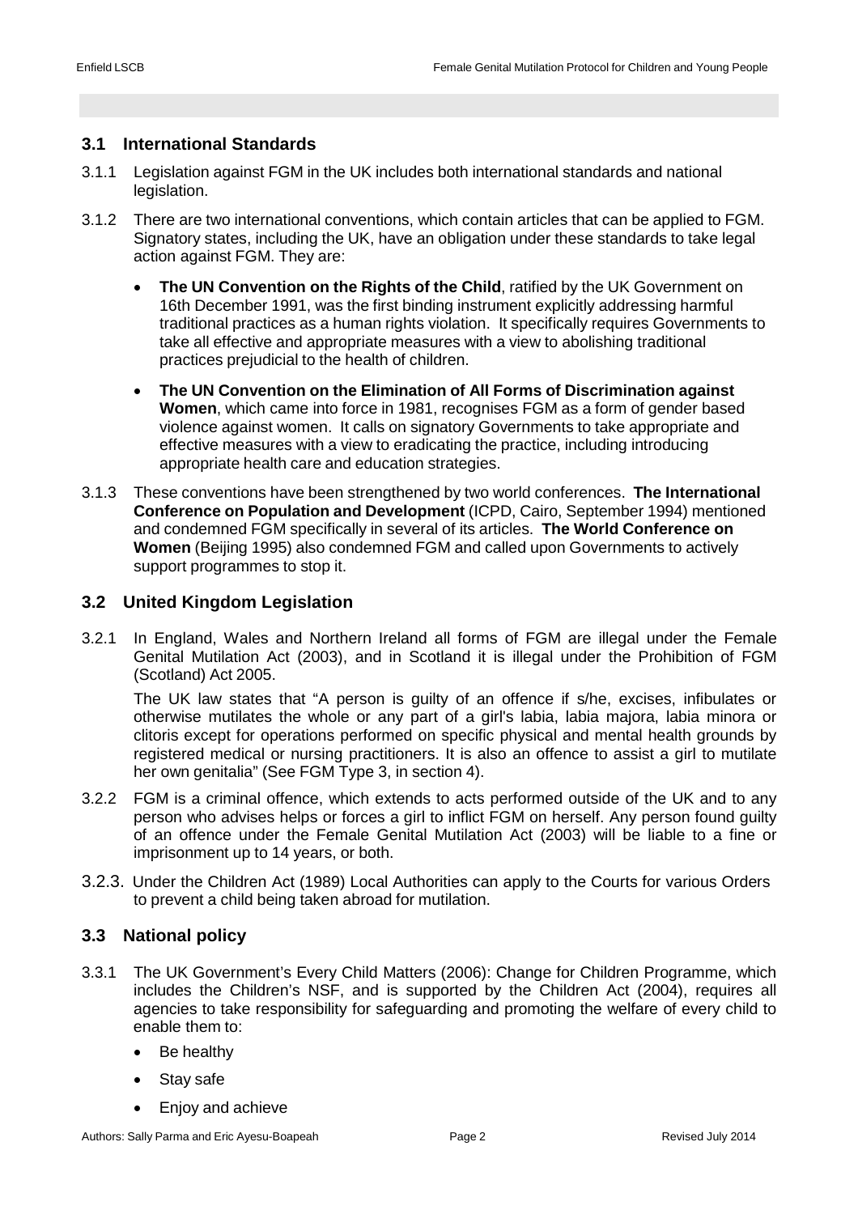## 3.1 International Standards

3.1.1 Legislation against FGM in the UK includes both international standards and national legislation.

3.1.2 There are two international conventions, which contain articles that can be applied to FGM. Signatory states, including the UK, have an obligation under these standards to take legal action against FGM. They are:

- **The UN Convention on the Rights of the Child**, ratified by the UK Government on 16th December 1991, was the first binding instrument explicitly addressing harmful traditional practices as a human rights violation. It specifically requires Governments to take all effective and appropriate measures with a view to abolishing traditional practices prejudicial to the health of children.
- **The UN Convention on the Elimination of All Forms of Discrimination against Women**, which came into force in 1981, recognises FGM as a form of gender based violence against women. It calls on signatory Governments to take appropriate and effective measures with a view to eradicating the practice, including introducing appropriate health care and education strategies.

3.1.3 These conventions have been strengthened by two world conferences. **The International Conference on Population and Development** (ICPD, Cairo, September 1994) mentioned and condemned FGM specifically in several of its articles. **The World Conference on Women** (Beijing 1995) also condemned FGM and called upon Governments to actively support programmes to stop it.

## 3.2 United Kingdom Legislation

3.2.1 In England, Wales and Northern Ireland all forms of FGM are illegal under the Female Genital Mutilation Act (2003), and in Scotland it is illegal under the Prohibition of FGM (Scotland) Act 2005.

The UK law states that "A person is guilty of an offence if s/he, excises, infibulates or otherwise mutilates the whole or any part of a girl's labia, labia majora, labia minora or clitoris except for operations performed on specific physical and mental health grounds by registered medical or nursing practitioners. It is also an offence to assist a girl to mutilate her own genitalia" (See FGM Type 3, in section 4).

3.2.2 FGM is a criminal offence, which extends to acts performed outside of the UK and to any person who advises helps or forces a girl to inflict FGM on herself. Any person found guilty of an offence under the Female Genital Mutilation Act (2003) will be liable to a fine or imprisonment up to 14 years, or both.

3.2.3. Under the Children Act (1989) Local Authorities can apply to the Courts for various Orders to prevent a child being taken abroad for mutilation.

## 3.3 National policy

3.3.1 The UK Government's Every Child Matters (2006): Change for Children Programme, which includes the Children's NSF, and is supported by the Children Act (2004), requires all agencies to take responsibility for safeguarding and promoting the welfare of every child to enable them to:

- Be healthy
- Stay safe
- Enjoy and achieve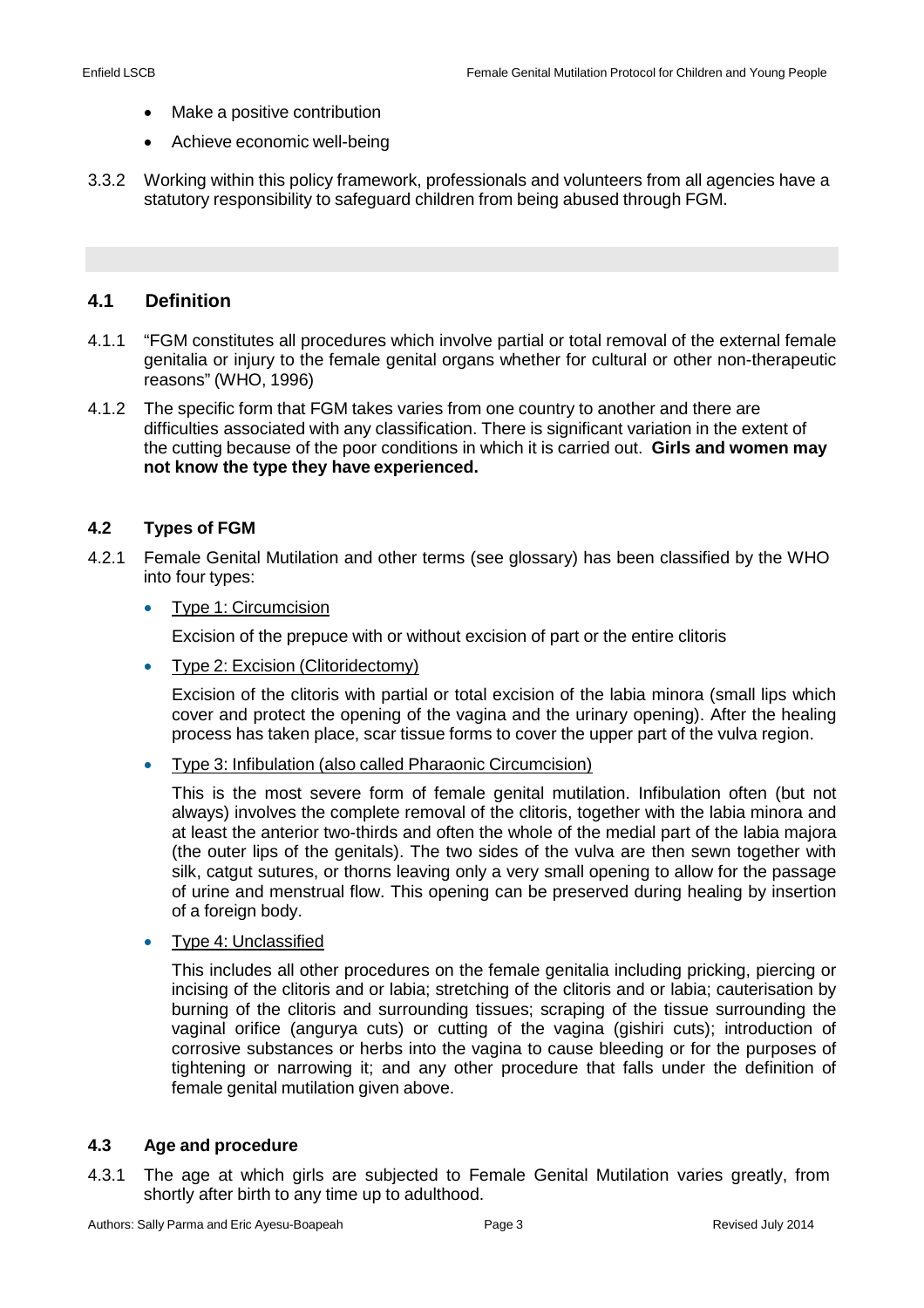- Make a positive contribution
- Achieve economic well-being

3.3.2 Working within this policy framework, professionals and volunteers from all agencies have a statutory responsibility to safeguard children from being abused through FGM.

## 4.1 Definition

4.1.1 "FGM constitutes all procedures which involve partial or total removal of the external female genitalia or injury to the female genital organs whether for cultural or other non-therapeutic reasons" (WHO, 1996)

4.1.2 The specific form that FGM takes varies from one country to another and there are difficulties associated with any classification. There is significant variation in the extent of the cutting because of the poor conditions in which it is carried out. **Girls and women may not know the type they have experienced.**

### 4.2 Types of FGM

4.2.1 Female Genital Mutilation and other terms (see glossary) has been classified by the WHO into four types:

- Type 1: Circumcision

  Excision of the prepuce with or without excision of part or the entire clitoris

- Type 2: Excision (Clitoridectomy)

  Excision of the clitoris with partial or total excision of the labia minora (small lips which cover and protect the opening of the vagina and the urinary opening). After the healing process has taken place, scar tissue forms to cover the upper part of the vulva region.

- Type 3: Infibulation (also called Pharaonic Circumcision)

  This is the most severe form of female genital mutilation. Infibulation often (but not always) involves the complete removal of the clitoris, together with the labia minora and at least the anterior two-thirds and often the whole of the medial part of the labia majora (the outer lips of the genitals). The two sides of the vulva are then sewn together with silk, catgut sutures, or thorns leaving only a very small opening to allow for the passage of urine and menstrual flow. This opening can be preserved during healing by insertion of a foreign body.

- Type 4: Unclassified

  This includes all other procedures on the female genitalia including pricking, piercing or incising of the clitoris and or labia; stretching of the clitoris and or labia; cauterisation by burning of the clitoris and surrounding tissues; scraping of the tissue surrounding the vaginal orifice (angurya cuts) or cutting of the vagina (gishiri cuts); introduction of corrosive substances or herbs into the vagina to cause bleeding or for the purposes of tightening or narrowing it; and any other procedure that falls under the definition of female genital mutilation given above.

### 4.3 Age and procedure

4.3.1 The age at which girls are subjected to Female Genital Mutilation varies greatly, from shortly after birth to any time up to adulthood.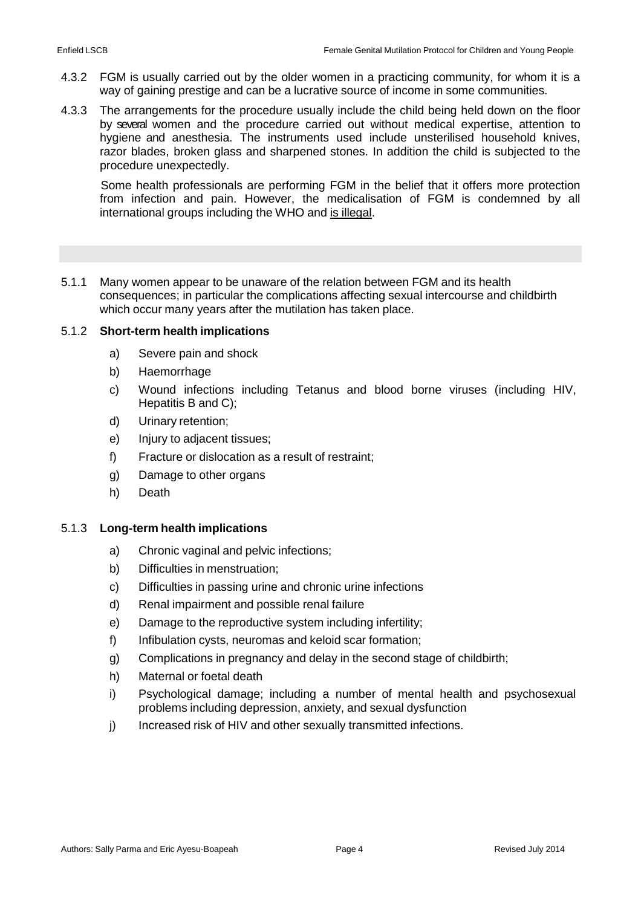4.3.2 FGM is usually carried out by the older women in a practicing community, for whom it is a way of gaining prestige and can be a lucrative source of income in some communities.

4.3.3 The arrangements for the procedure usually include the child being held down on the floor by several women and the procedure carried out without medical expertise, attention to hygiene and anesthesia. The instruments used include unsterilised household knives, razor blades, broken glass and sharpened stones. In addition the child is subjected to the procedure unexpectedly.

Some health professionals are performing FGM in the belief that it offers more protection from infection and pain. However, the medicalisation of FGM is condemned by all international groups including the WHO and is illegal.

5.1.1 Many women appear to be unaware of the relation between FGM and its health consequences; in particular the complications affecting sexual intercourse and childbirth which occur many years after the mutilation has taken place.

5.1.2 **Short-term health implications**

a) Severe pain and shock
b) Haemorrhage
c) Wound infections including Tetanus and blood borne viruses (including HIV, Hepatitis B and C);
d) Urinary retention;
e) Injury to adjacent tissues;
f) Fracture or dislocation as a result of restraint;
g) Damage to other organs
h) Death

5.1.3 **Long-term health implications**

a) Chronic vaginal and pelvic infections;
b) Difficulties in menstruation;
c) Difficulties in passing urine and chronic urine infections
d) Renal impairment and possible renal failure
e) Damage to the reproductive system including infertility;
f) Infibulation cysts, neuromas and keloid scar formation;
g) Complications in pregnancy and delay in the second stage of childbirth;
h) Maternal or foetal death
i) Psychological damage; including a number of mental health and psychosexual problems including depression, anxiety, and sexual dysfunction
j) Increased risk of HIV and other sexually transmitted infections.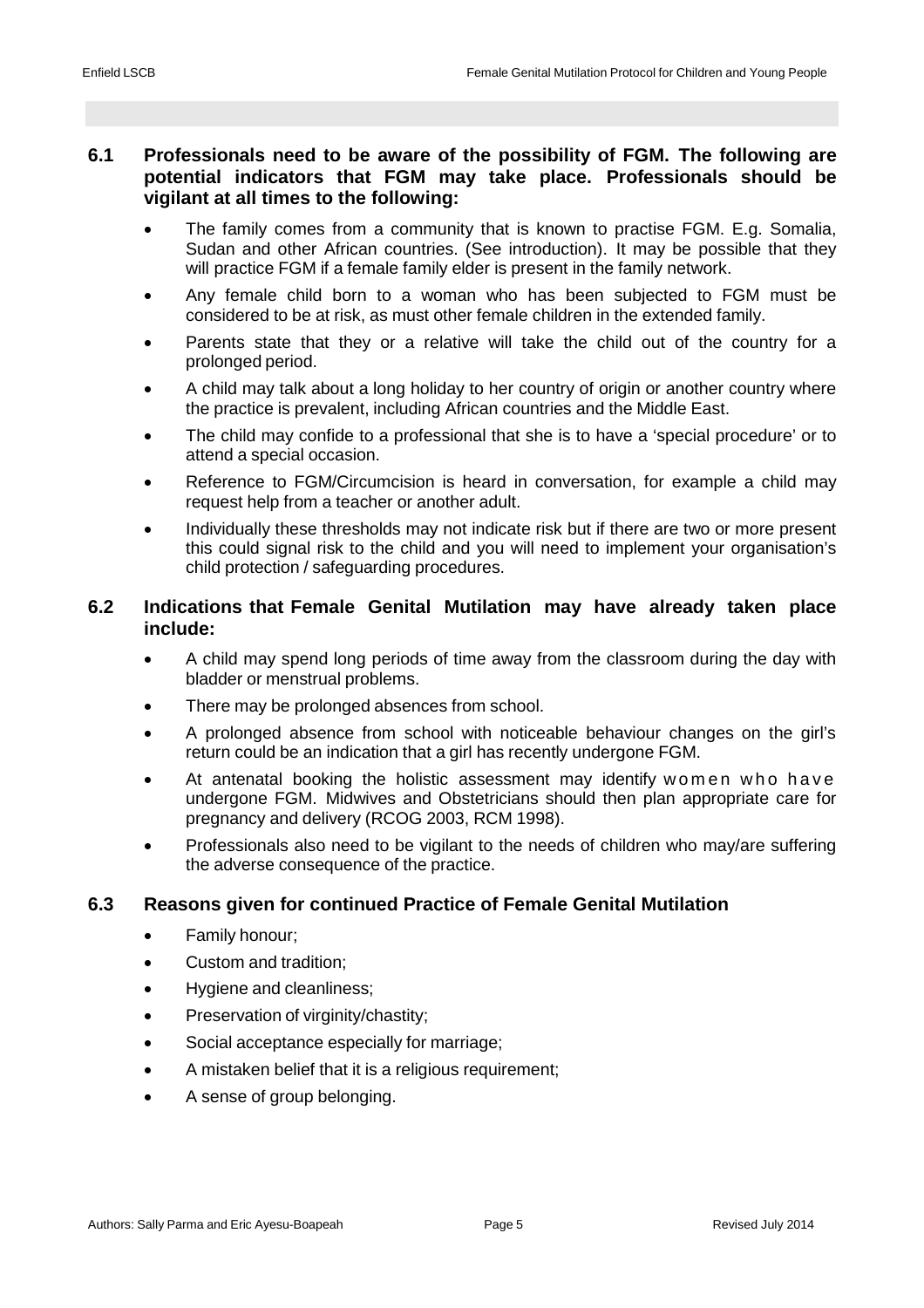**6.1 Professionals need to be aware of the possibility of FGM. The following are potential indicators that FGM may take place. Professionals should be vigilant at all times to the following:**

- The family comes from a community that is known to practise FGM. E.g. Somalia, Sudan and other African countries. (See introduction). It may be possible that they will practice FGM if a female family elder is present in the family network.
- Any female child born to a woman who has been subjected to FGM must be considered to be at risk, as must other female children in the extended family.
- Parents state that they or a relative will take the child out of the country for a prolonged period.
- A child may talk about a long holiday to her country of origin or another country where the practice is prevalent, including African countries and the Middle East.
- The child may confide to a professional that she is to have a 'special procedure' or to attend a special occasion.
- Reference to FGM/Circumcision is heard in conversation, for example a child may request help from a teacher or another adult.
- Individually these thresholds may not indicate risk but if there are two or more present this could signal risk to the child and you will need to implement your organisation's child protection / safeguarding procedures.

**6.2 Indications that Female Genital Mutilation may have already taken place include:**

- A child may spend long periods of time away from the classroom during the day with bladder or menstrual problems.
- There may be prolonged absences from school.
- A prolonged absence from school with noticeable behaviour changes on the girl's return could be an indication that a girl has recently undergone FGM.
- At antenatal booking the holistic assessment may identify women who have undergone FGM. Midwives and Obstetricians should then plan appropriate care for pregnancy and delivery (RCOG 2003, RCM 1998).
- Professionals also need to be vigilant to the needs of children who may/are suffering the adverse consequence of the practice.

**6.3 Reasons given for continued Practice of Female Genital Mutilation**

- Family honour;
- Custom and tradition;
- Hygiene and cleanliness;
- Preservation of virginity/chastity;
- Social acceptance especially for marriage;
- A mistaken belief that it is a religious requirement;
- A sense of group belonging.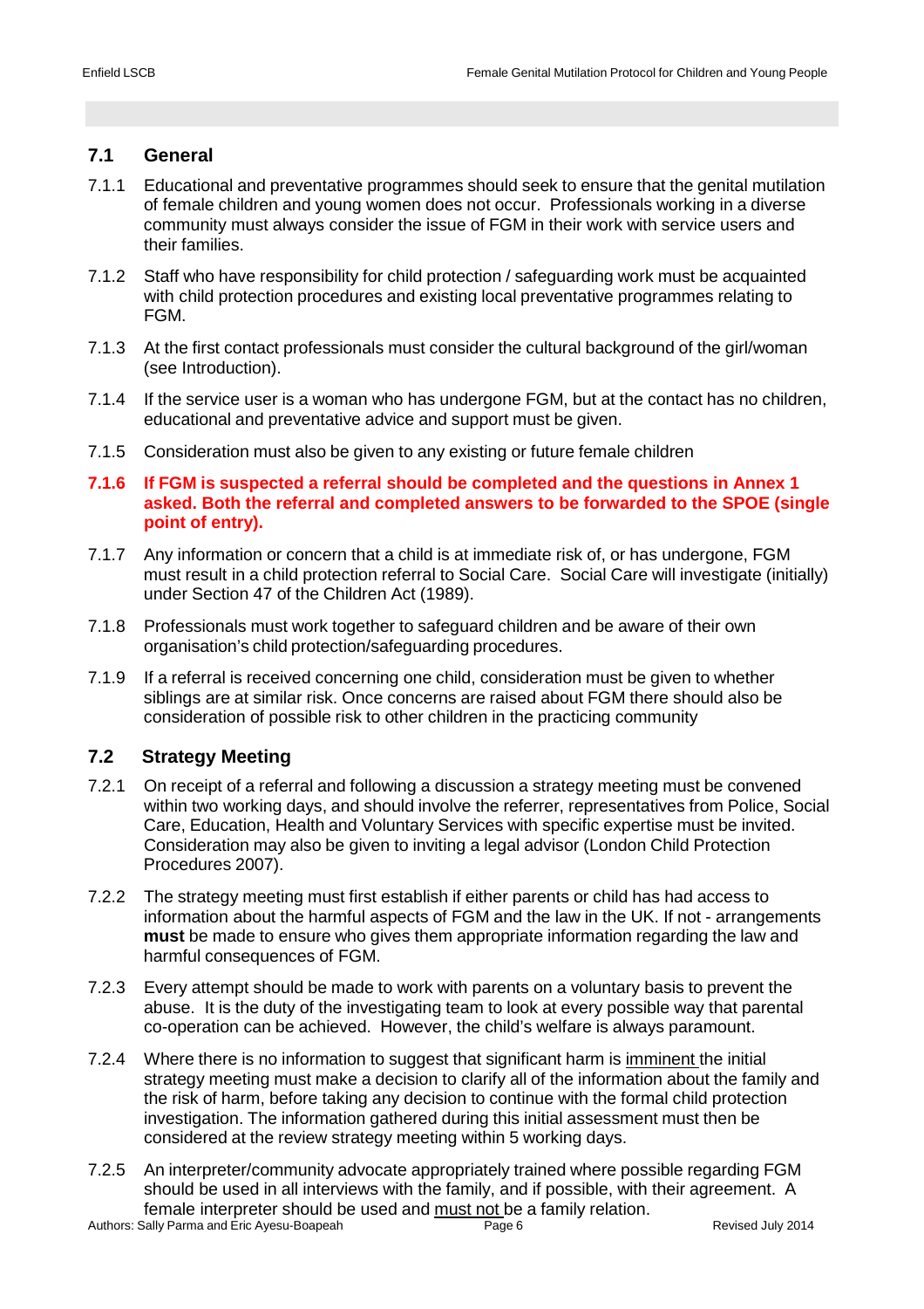## 7.1 General

7.1.1 Educational and preventative programmes should seek to ensure that the genital mutilation of female children and young women does not occur. Professionals working in a diverse community must always consider the issue of FGM in their work with service users and their families.

7.1.2 Staff who have responsibility for child protection / safeguarding work must be acquainted with child protection procedures and existing local preventative programmes relating to FGM.

7.1.3 At the first contact professionals must consider the cultural background of the girl/woman (see Introduction).

7.1.4 If the service user is a woman who has undergone FGM, but at the contact has no children, educational and preventative advice and support must be given.

7.1.5 Consideration must also be given to any existing or future female children

**7.1.6 If FGM is suspected a referral should be completed and the questions in Annex 1 asked. Both the referral and completed answers to be forwarded to the SPOE (single point of entry).**

7.1.7 Any information or concern that a child is at immediate risk of, or has undergone, FGM must result in a child protection referral to Social Care. Social Care will investigate (initially) under Section 47 of the Children Act (1989).

7.1.8 Professionals must work together to safeguard children and be aware of their own organisation's child protection/safeguarding procedures.

7.1.9 If a referral is received concerning one child, consideration must be given to whether siblings are at similar risk. Once concerns are raised about FGM there should also be consideration of possible risk to other children in the practicing community

## 7.2 Strategy Meeting

7.2.1 On receipt of a referral and following a discussion a strategy meeting must be convened within two working days, and should involve the referrer, representatives from Police, Social Care, Education, Health and Voluntary Services with specific expertise must be invited. Consideration may also be given to inviting a legal advisor (London Child Protection Procedures 2007).

7.2.2 The strategy meeting must first establish if either parents or child has had access to information about the harmful aspects of FGM and the law in the UK. If not - arrangements **must** be made to ensure who gives them appropriate information regarding the law and harmful consequences of FGM.

7.2.3 Every attempt should be made to work with parents on a voluntary basis to prevent the abuse. It is the duty of the investigating team to look at every possible way that parental co-operation can be achieved. However, the child's welfare is always paramount.

7.2.4 Where there is no information to suggest that significant harm is imminent the initial strategy meeting must make a decision to clarify all of the information about the family and the risk of harm, before taking any decision to continue with the formal child protection investigation. The information gathered during this initial assessment must then be considered at the review strategy meeting within 5 working days.

7.2.5 An interpreter/community advocate appropriately trained where possible regarding FGM should be used in all interviews with the family, and if possible, with their agreement. A female interpreter should be used and must not be a family relation.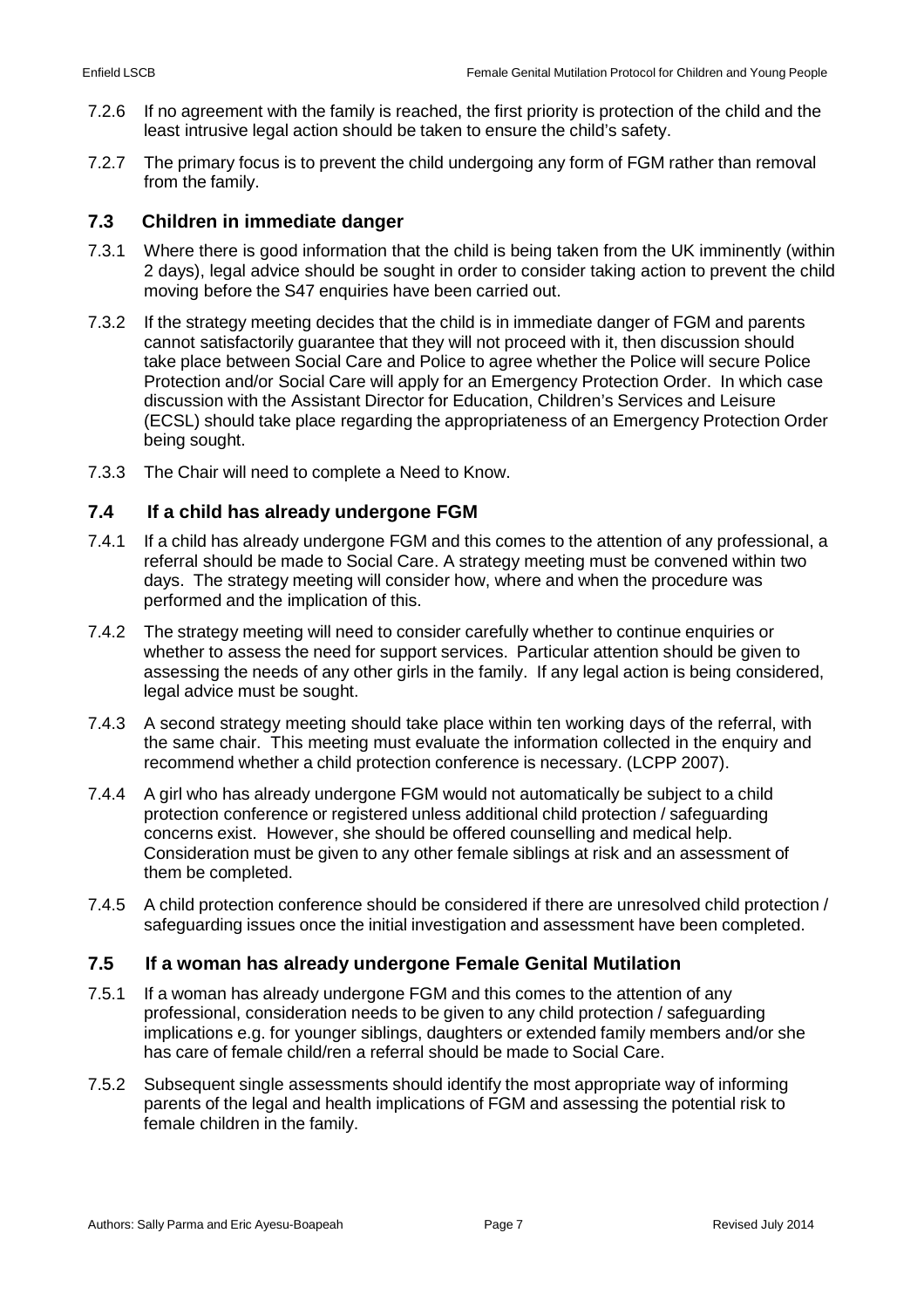7.2.6 If no agreement with the family is reached, the first priority is protection of the child and the least intrusive legal action should be taken to ensure the child's safety.

7.2.7 The primary focus is to prevent the child undergoing any form of FGM rather than removal from the family.

## 7.3 Children in immediate danger

7.3.1 Where there is good information that the child is being taken from the UK imminently (within 2 days), legal advice should be sought in order to consider taking action to prevent the child moving before the S47 enquiries have been carried out.

7.3.2 If the strategy meeting decides that the child is in immediate danger of FGM and parents cannot satisfactorily guarantee that they will not proceed with it, then discussion should take place between Social Care and Police to agree whether the Police will secure Police Protection and/or Social Care will apply for an Emergency Protection Order. In which case discussion with the Assistant Director for Education, Children's Services and Leisure (ECSL) should take place regarding the appropriateness of an Emergency Protection Order being sought.

7.3.3 The Chair will need to complete a Need to Know.

## 7.4 If a child has already undergone FGM

7.4.1 If a child has already undergone FGM and this comes to the attention of any professional, a referral should be made to Social Care. A strategy meeting must be convened within two days. The strategy meeting will consider how, where and when the procedure was performed and the implication of this.

7.4.2 The strategy meeting will need to consider carefully whether to continue enquiries or whether to assess the need for support services. Particular attention should be given to assessing the needs of any other girls in the family. If any legal action is being considered, legal advice must be sought.

7.4.3 A second strategy meeting should take place within ten working days of the referral, with the same chair. This meeting must evaluate the information collected in the enquiry and recommend whether a child protection conference is necessary. (LCPP 2007).

7.4.4 A girl who has already undergone FGM would not automatically be subject to a child protection conference or registered unless additional child protection / safeguarding concerns exist. However, she should be offered counselling and medical help. Consideration must be given to any other female siblings at risk and an assessment of them be completed.

7.4.5 A child protection conference should be considered if there are unresolved child protection / safeguarding issues once the initial investigation and assessment have been completed.

## 7.5 If a woman has already undergone Female Genital Mutilation

7.5.1 If a woman has already undergone FGM and this comes to the attention of any professional, consideration needs to be given to any child protection / safeguarding implications e.g. for younger siblings, daughters or extended family members and/or she has care of female child/ren a referral should be made to Social Care.

7.5.2 Subsequent single assessments should identify the most appropriate way of informing parents of the legal and health implications of FGM and assessing the potential risk to female children in the family.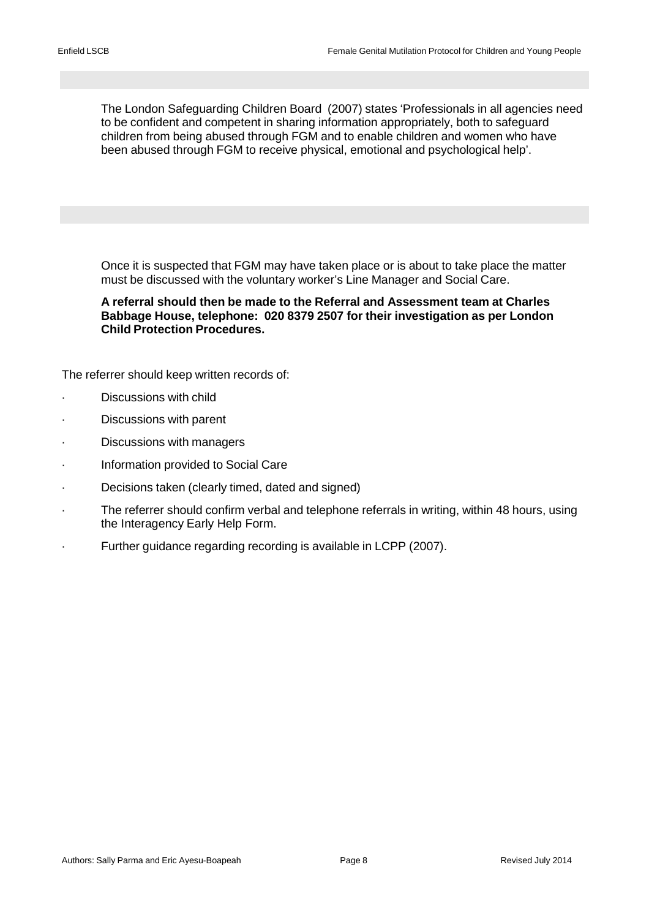The London Safeguarding Children Board (2007) states 'Professionals in all agencies need to be confident and competent in sharing information appropriately, both to safeguard children from being abused through FGM and to enable children and women who have been abused through FGM to receive physical, emotional and psychological help'.

Once it is suspected that FGM may have taken place or is about to take place the matter must be discussed with the voluntary worker's Line Manager and Social Care.

**A referral should then be made to the Referral and Assessment team at Charles Babbage House, telephone: 020 8379 2507 for their investigation as per London Child Protection Procedures.**

The referrer should keep written records of:

- Discussions with child
- Discussions with parent
- Discussions with managers
- Information provided to Social Care
- Decisions taken (clearly timed, dated and signed)
- The referrer should confirm verbal and telephone referrals in writing, within 48 hours, using the Interagency Early Help Form.
- Further guidance regarding recording is available in LCPP (2007).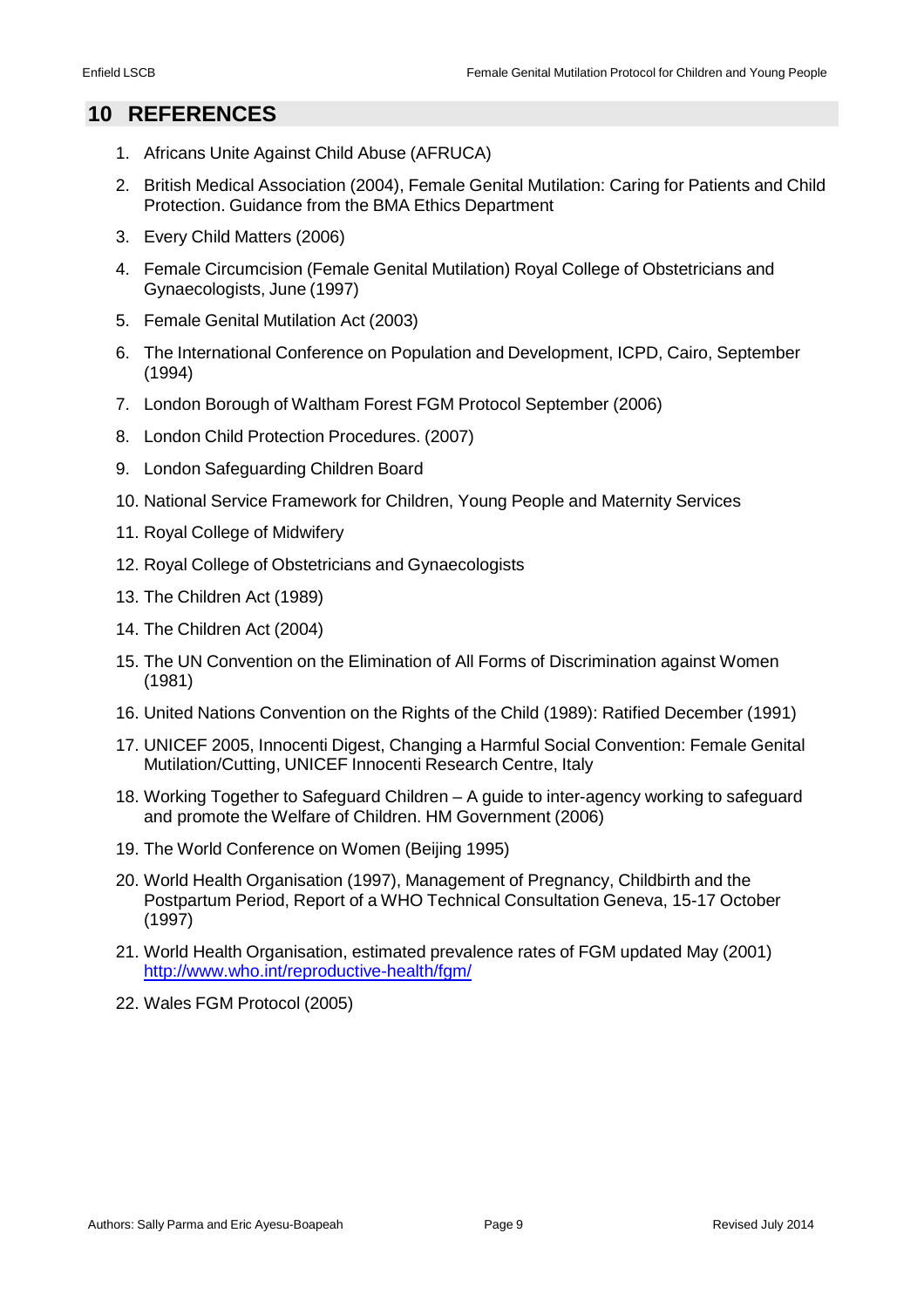## 10 REFERENCES

1. Africans Unite Against Child Abuse (AFRUCA)
2. British Medical Association (2004), Female Genital Mutilation: Caring for Patients and Child Protection. Guidance from the BMA Ethics Department
3. Every Child Matters (2006)
4. Female Circumcision (Female Genital Mutilation) Royal College of Obstetricians and Gynaecologists, June (1997)
5. Female Genital Mutilation Act (2003)
6. The International Conference on Population and Development, ICPD, Cairo, September (1994)
7. London Borough of Waltham Forest FGM Protocol September (2006)
8. London Child Protection Procedures. (2007)
9. London Safeguarding Children Board
10. National Service Framework for Children, Young People and Maternity Services
11. Royal College of Midwifery
12. Royal College of Obstetricians and Gynaecologists
13. The Children Act (1989)
14. The Children Act (2004)
15. The UN Convention on the Elimination of All Forms of Discrimination against Women (1981)
16. United Nations Convention on the Rights of the Child (1989): Ratified December (1991)
17. UNICEF 2005, Innocenti Digest, Changing a Harmful Social Convention: Female Genital Mutilation/Cutting, UNICEF Innocenti Research Centre, Italy
18. Working Together to Safeguard Children – A guide to inter-agency working to safeguard and promote the Welfare of Children. HM Government (2006)
19. The World Conference on Women (Beijing 1995)
20. World Health Organisation (1997), Management of Pregnancy, Childbirth and the Postpartum Period, Report of a WHO Technical Consultation Geneva, 15-17 October (1997)
21. World Health Organisation, estimated prevalence rates of FGM updated May (2001) http://www.who.int/reproductive-health/fgm/
22. Wales FGM Protocol (2005)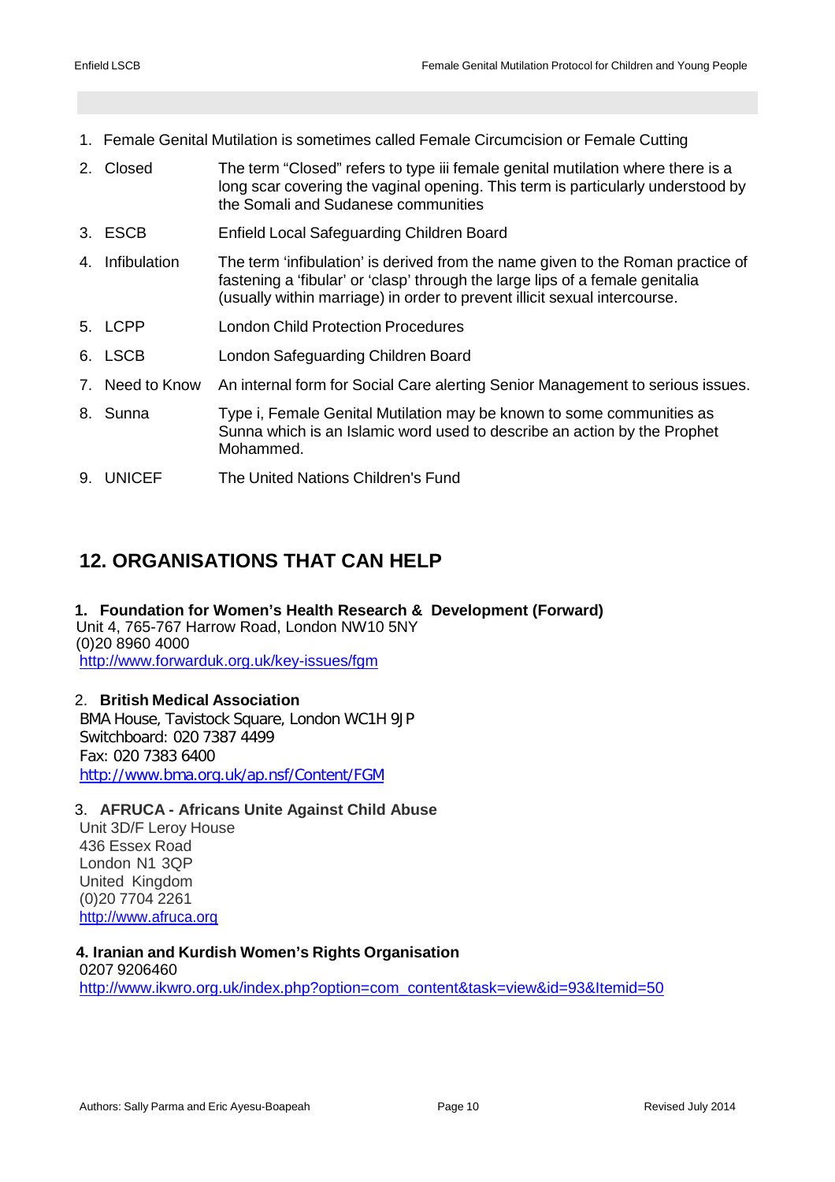1. Female Genital Mutilation is sometimes called Female Circumcision or Female Cutting

2. Closed — The term "Closed" refers to type iii female genital mutilation where there is a long scar covering the vaginal opening. This term is particularly understood by the Somali and Sudanese communities

3. ESCB — Enfield Local Safeguarding Children Board

4. Infibulation — The term 'infibulation' is derived from the name given to the Roman practice of fastening a 'fibular' or 'clasp' through the large lips of a female genitalia (usually within marriage) in order to prevent illicit sexual intercourse.

5. LCPP — London Child Protection Procedures

6. LSCB — London Safeguarding Children Board

7. Need to Know — An internal form for Social Care alerting Senior Management to serious issues.

8. Sunna — Type i, Female Genital Mutilation may be known to some communities as Sunna which is an Islamic word used to describe an action by the Prophet Mohammed.

9. UNICEF — The United Nations Children's Fund

## 12. ORGANISATIONS THAT CAN HELP

**1. Foundation for Women's Health Research & Development (Forward)**
Unit 4, 765-767 Harrow Road, London NW10 5NY
(0)20 8960 4000
http://www.forwarduk.org.uk/key-issues/fgm

**2. British Medical Association**
BMA House, Tavistock Square, London WC1H 9JP
Switchboard: 020 7387 4499
Fax: 020 7383 6400
http://www.bma.org.uk/ap.nsf/Content/FGM

**3. AFRUCA - Africans Unite Against Child Abuse**
Unit 3D/F Leroy House
436 Essex Road
London N1 3QP
United Kingdom
(0)20 7704 2261
http://www.afruca.org

**4. Iranian and Kurdish Women's Rights Organisation**
0207 9206460
http://www.ikwro.org.uk/index.php?option=com_content&task=view&id=93&Itemid=50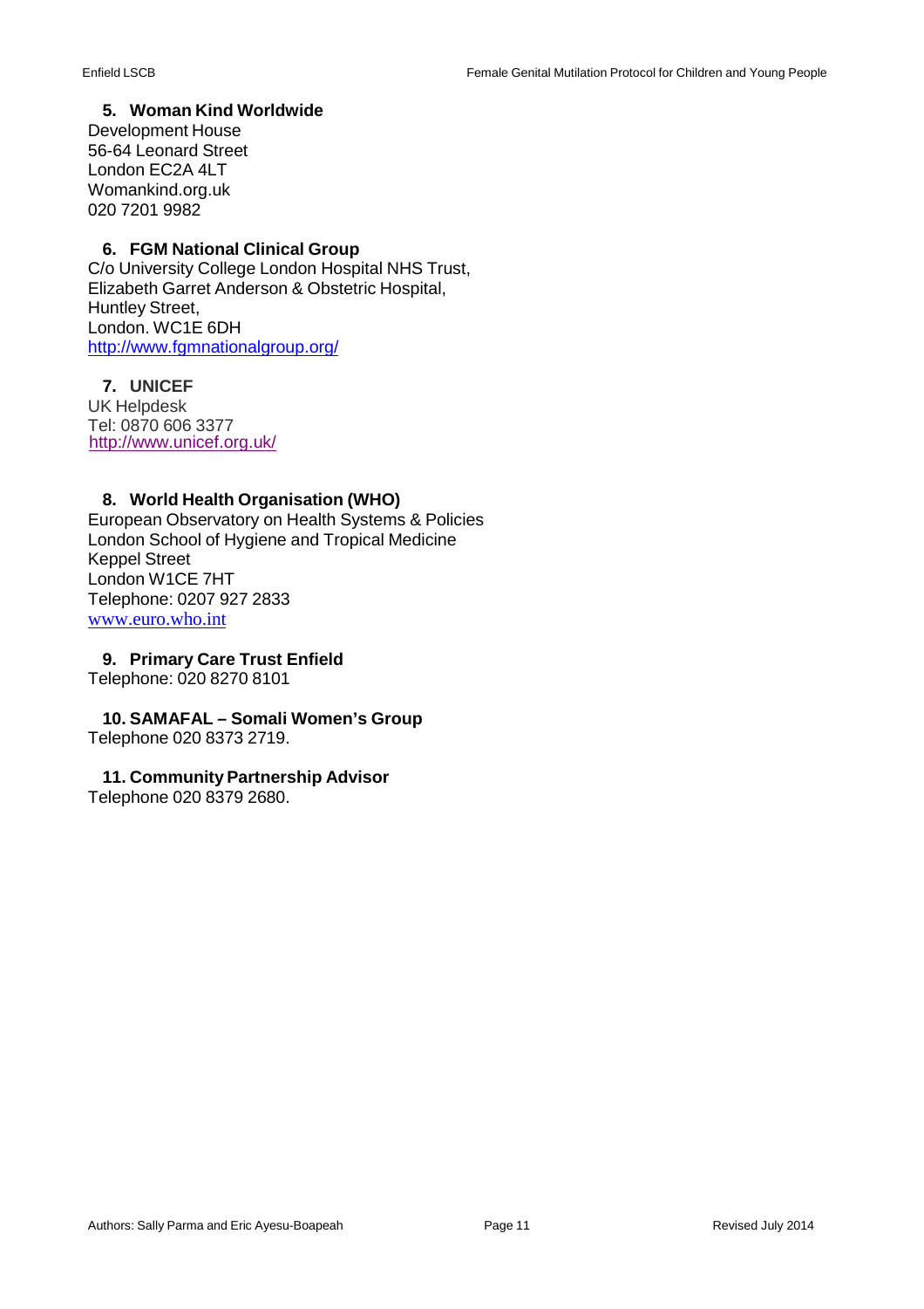5. **Woman Kind Worldwide**

Development House
56-64 Leonard Street
London EC2A 4LT
Womankind.org.uk
020 7201 9982

6. **FGM National Clinical Group**

C/o University College London Hospital NHS Trust,
Elizabeth Garret Anderson & Obstetric Hospital,
Huntley Street,
London. WC1E 6DH
http://www.fgmnationalgroup.org/

7. **UNICEF**

UK Helpdesk
Tel: 0870 606 3377
http://www.unicef.org.uk/

8. **World Health Organisation (WHO)**

European Observatory on Health Systems & Policies
London School of Hygiene and Tropical Medicine
Keppel Street
London W1CE 7HT
Telephone: 0207 927 2833
www.euro.who.int

9. **Primary Care Trust Enfield**

Telephone: 020 8270 8101

10. **SAMAFAL – Somali Women's Group**

Telephone 020 8373 2719.

11. **Community Partnership Advisor**

Telephone 020 8379 2680.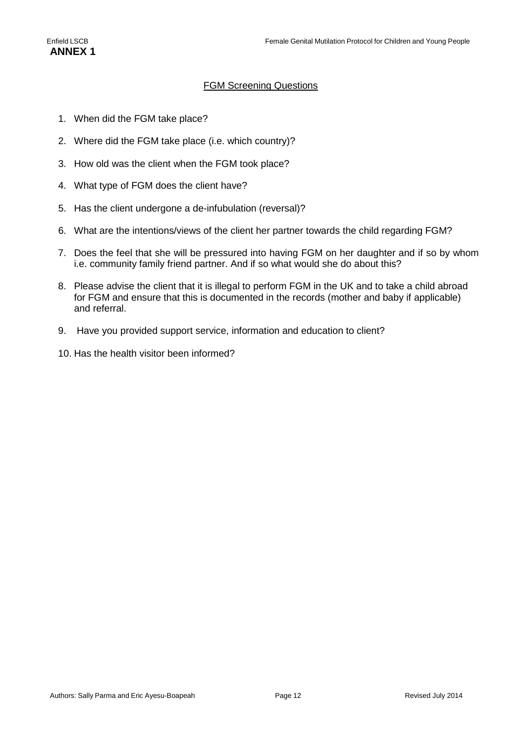**ANNEX 1**

## FGM Screening Questions

1. When did the FGM take place?
2. Where did the FGM take place (i.e. which country)?
3. How old was the client when the FGM took place?
4. What type of FGM does the client have?
5. Has the client undergone a de-infubulation (reversal)?
6. What are the intentions/views of the client her partner towards the child regarding FGM?
7. Does the feel that she will be pressured into having FGM on her daughter and if so by whom i.e. community family friend partner. And if so what would she do about this?
8. Please advise the client that it is illegal to perform FGM in the UK and to take a child abroad for FGM and ensure that this is documented in the records (mother and baby if applicable) and referral.
9. Have you provided support service, information and education to client?
10. Has the health visitor been informed?